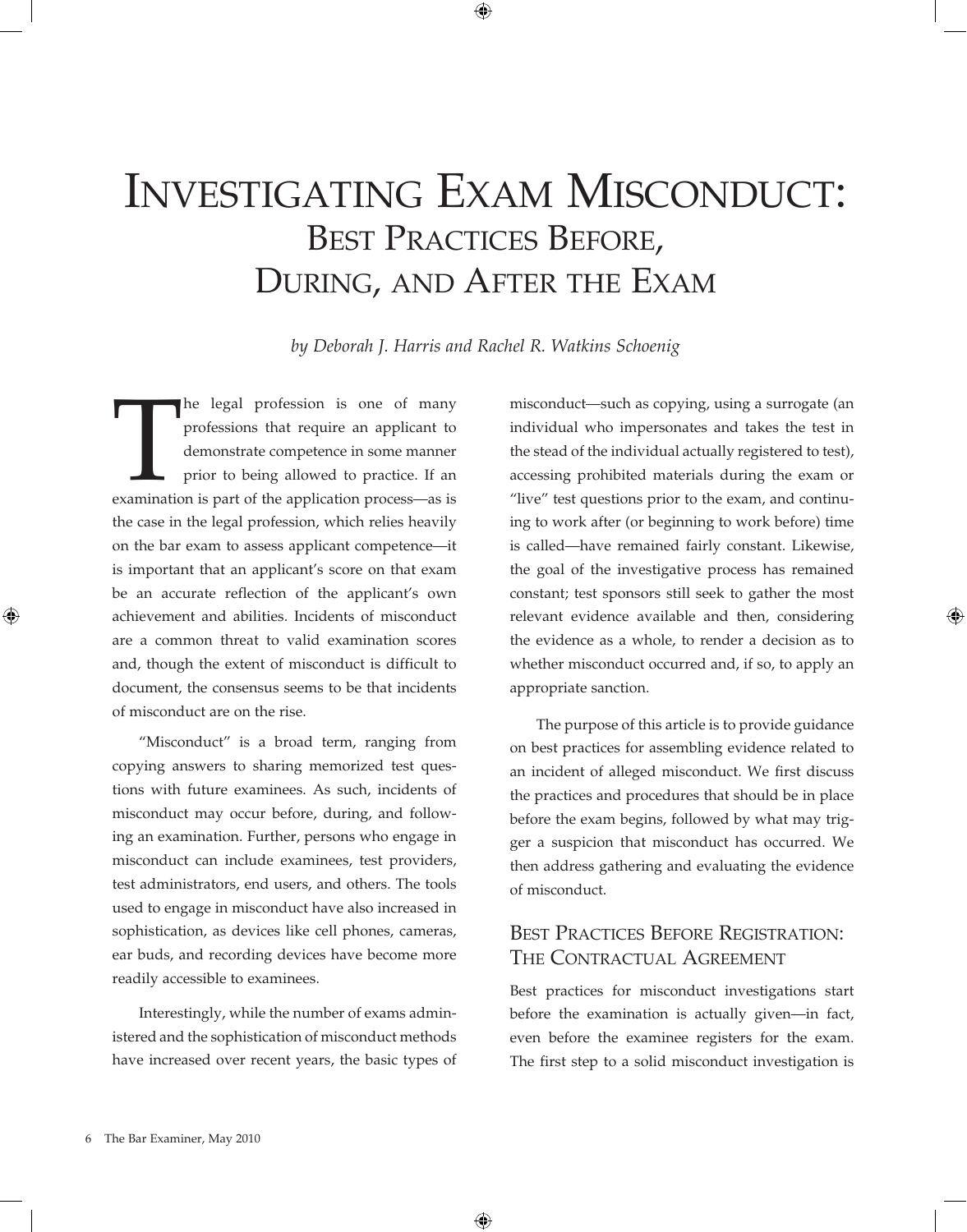# Investigating Exam Misconduct: Best Practices Before, During, and After the Exam

*by Deborah J. Harris and Rachel R. Watkins Schoenig*

The legal profession is one of many professions that require an applicant to demonstrate competence in some manner prior to being allowed to practice. If an examination is part of the application process—as is the case in the legal profession, which relies heavily on the bar exam to assess applicant competence—it is important that an applicant's score on that exam be an accurate reflection of the applicant's own achievement and abilities. Incidents of misconduct are a common threat to valid examination scores and, though the extent of misconduct is difficult to document, the consensus seems to be that incidents of misconduct are on the rise.

"Misconduct" is a broad term, ranging from copying answers to sharing memorized test questions with future examinees. As such, incidents of misconduct may occur before, during, and following an examination. Further, persons who engage in misconduct can include examinees, test providers, test administrators, end users, and others. The tools used to engage in misconduct have also increased in sophistication, as devices like cell phones, cameras, ear buds, and recording devices have become more readily accessible to examinees.

Interestingly, while the number of exams administered and the sophistication of misconduct methods have increased over recent years, the basic types of misconduct—such as copying, using a surrogate (an individual who impersonates and takes the test in the stead of the individual actually registered to test), accessing prohibited materials during the exam or "live" test questions prior to the exam, and continuing to work after (or beginning to work before) time is called—have remained fairly constant. Likewise, the goal of the investigative process has remained constant; test sponsors still seek to gather the most relevant evidence available and then, considering the evidence as a whole, to render a decision as to whether misconduct occurred and, if so, to apply an appropriate sanction.

The purpose of this article is to provide guidance on best practices for assembling evidence related to an incident of alleged misconduct. We first discuss the practices and procedures that should be in place before the exam begins, followed by what may trigger a suspicion that misconduct has occurred. We then address gathering and evaluating the evidence of misconduct.

## Best Practices Before Registration: The Contractual Agreement

Best practices for misconduct investigations start before the examination is actually given—in fact, even before the examinee registers for the exam. The first step to a solid misconduct investigation is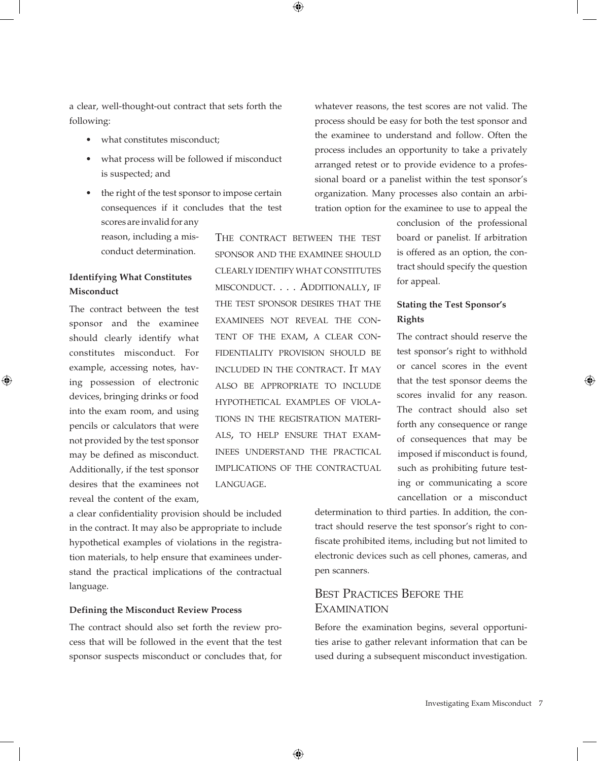a clear, well-thought-out contract that sets forth the following:

- what constitutes misconduct;
- what process will be followed if misconduct is suspected; and
- the right of the test sponsor to impose certain consequences if it concludes that the test scores are invalid for any reason, including a misconduct determination.

### Identifying What Constitutes Misconduct

The contract between the test sponsor and the examinee should clearly identify what constitutes misconduct. For example, accessing notes, having possession of electronic devices, bringing drinks or food into the exam room, and using pencils or calculators that were not provided by the test sponsor may be defined as misconduct. Additionally, if the test sponsor desires that the examinees not reveal the content of the exam, a clear confidentiality provision should be included in the contract. It may also be appropriate to include hypothetical examples of violations in the registration materials, to help ensure that examinees understand the practical implications of the contractual language.

> THE CONTRACT BETWEEN THE TEST SPONSOR AND THE EXAMINEE SHOULD CLEARLY IDENTIFY WHAT CONSTITUTES MISCONDUCT. . . . ADDITIONALLY, IF THE TEST SPONSOR DESIRES THAT THE EXAMINEES NOT REVEAL THE CONTENT OF THE EXAM, A CLEAR CONFIDENTIALITY PROVISION SHOULD BE INCLUDED IN THE CONTRACT. IT MAY ALSO BE APPROPRIATE TO INCLUDE HYPOTHETICAL EXAMPLES OF VIOLATIONS IN THE REGISTRATION MATERIALS, TO HELP ENSURE THAT EXAMINEES UNDERSTAND THE PRACTICAL IMPLICATIONS OF THE CONTRACTUAL LANGUAGE.

### Defining the Misconduct Review Process

The contract should also set forth the review process that will be followed in the event that the test sponsor suspects misconduct or concludes that, for whatever reasons, the test scores are not valid. The process should be easy for both the test sponsor and the examinee to understand and follow. Often the process includes an opportunity to take a privately arranged retest or to provide evidence to a professional board or a panelist within the test sponsor's organization. Many processes also contain an arbitration option for the examinee to use to appeal the conclusion of the professional board or panelist. If arbitration is offered as an option, the contract should specify the question for appeal.

### Stating the Test Sponsor's Rights

The contract should reserve the test sponsor's right to withhold or cancel scores in the event that the test sponsor deems the scores invalid for any reason. The contract should also set forth any consequence or range of consequences that may be imposed if misconduct is found, such as prohibiting future testing or communicating a score cancellation or a misconduct determination to third parties. In addition, the contract should reserve the test sponsor's right to confiscate prohibited items, including but not limited to electronic devices such as cell phones, cameras, and pen scanners.

## Best Practices Before the Examination

Before the examination begins, several opportunities arise to gather relevant information that can be used during a subsequent misconduct investigation.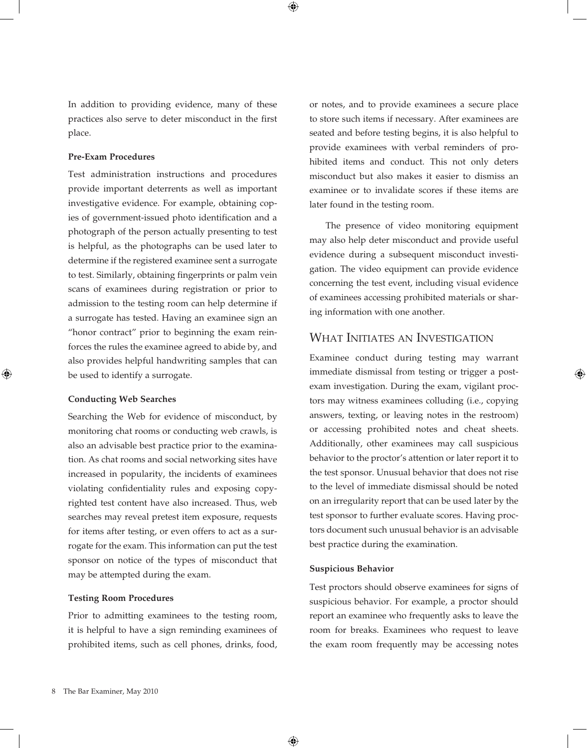In addition to providing evidence, many of these practices also serve to deter misconduct in the first place.

**Pre-Exam Procedures**

Test administration instructions and procedures provide important deterrents as well as important investigative evidence. For example, obtaining copies of government-issued photo identification and a photograph of the person actually presenting to test is helpful, as the photographs can be used later to determine if the registered examinee sent a surrogate to test. Similarly, obtaining fingerprints or palm vein scans of examinees during registration or prior to admission to the testing room can help determine if a surrogate has tested. Having an examinee sign an "honor contract" prior to beginning the exam reinforces the rules the examinee agreed to abide by, and also provides helpful handwriting samples that can be used to identify a surrogate.

**Conducting Web Searches**

Searching the Web for evidence of misconduct, by monitoring chat rooms or conducting web crawls, is also an advisable best practice prior to the examination. As chat rooms and social networking sites have increased in popularity, the incidents of examinees violating confidentiality rules and exposing copyrighted test content have also increased. Thus, web searches may reveal pretest item exposure, requests for items after testing, or even offers to act as a surrogate for the exam. This information can put the test sponsor on notice of the types of misconduct that may be attempted during the exam.

**Testing Room Procedures**

Prior to admitting examinees to the testing room, it is helpful to have a sign reminding examinees of prohibited items, such as cell phones, drinks, food, or notes, and to provide examinees a secure place to store such items if necessary. After examinees are seated and before testing begins, it is also helpful to provide examinees with verbal reminders of prohibited items and conduct. This not only deters misconduct but also makes it easier to dismiss an examinee or to invalidate scores if these items are later found in the testing room.

The presence of video monitoring equipment may also help deter misconduct and provide useful evidence during a subsequent misconduct investigation. The video equipment can provide evidence concerning the test event, including visual evidence of examinees accessing prohibited materials or sharing information with one another.

## What Initiates an Investigation

Examinee conduct during testing may warrant immediate dismissal from testing or trigger a post-exam investigation. During the exam, vigilant proctors may witness examinees colluding (i.e., copying answers, texting, or leaving notes in the restroom) or accessing prohibited notes and cheat sheets. Additionally, other examinees may call suspicious behavior to the proctor's attention or later report it to the test sponsor. Unusual behavior that does not rise to the level of immediate dismissal should be noted on an irregularity report that can be used later by the test sponsor to further evaluate scores. Having proctors document such unusual behavior is an advisable best practice during the examination.

**Suspicious Behavior**

Test proctors should observe examinees for signs of suspicious behavior. For example, a proctor should report an examinee who frequently asks to leave the room for breaks. Examinees who request to leave the exam room frequently may be accessing notes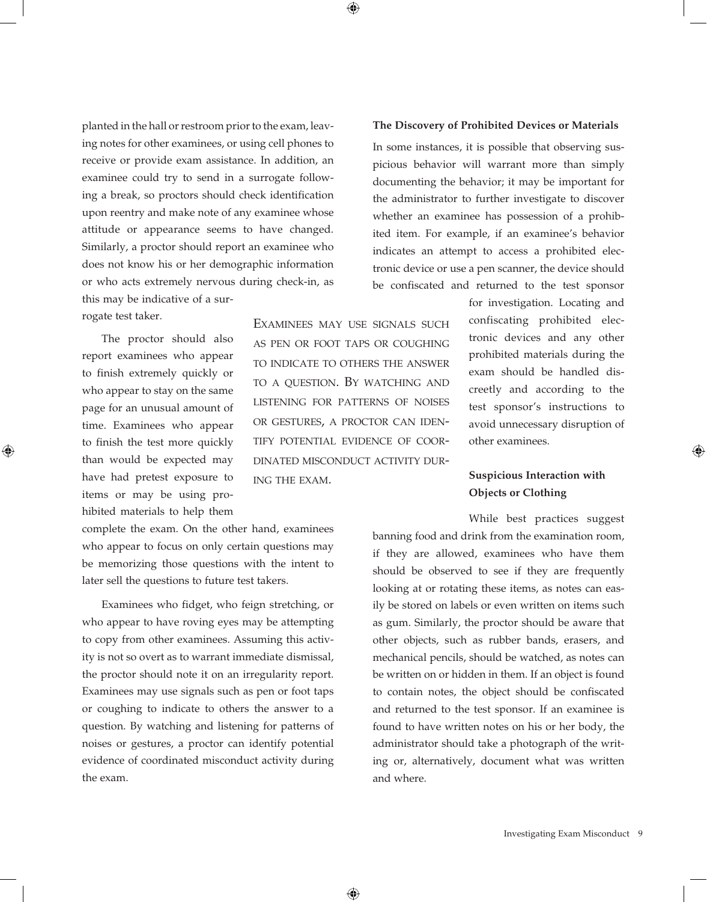planted in the hall or restroom prior to the exam, leaving notes for other examinees, or using cell phones to receive or provide exam assistance. In addition, an examinee could try to send in a surrogate following a break, so proctors should check identification upon reentry and make note of any examinee whose attitude or appearance seems to have changed. Similarly, a proctor should report an examinee who does not know his or her demographic information or who acts extremely nervous during check-in, as this may be indicative of a surrogate test taker.

The proctor should also report examinees who appear to finish extremely quickly or who appear to stay on the same page for an unusual amount of time. Examinees who appear to finish the test more quickly than would be expected may have had pretest exposure to items or may be using prohibited materials to help them complete the exam. On the other hand, examinees who appear to focus on only certain questions may be memorizing those questions with the intent to later sell the questions to future test takers.

Examinees who fidget, who feign stretching, or who appear to have roving eyes may be attempting to copy from other examinees. Assuming this activity is not so overt as to warrant immediate dismissal, the proctor should note it on an irregularity report. Examinees may use signals such as pen or foot taps or coughing to indicate to others the answer to a question. By watching and listening for patterns of noises or gestures, a proctor can identify potential evidence of coordinated misconduct activity during the exam.

> EXAMINEES MAY USE SIGNALS SUCH AS PEN OR FOOT TAPS OR COUGHING TO INDICATE TO OTHERS THE ANSWER TO A QUESTION. BY WATCHING AND LISTENING FOR PATTERNS OF NOISES OR GESTURES, A PROCTOR CAN IDENTIFY POTENTIAL EVIDENCE OF COORDINATED MISCONDUCT ACTIVITY DURING THE EXAM.

**The Discovery of Prohibited Devices or Materials**

In some instances, it is possible that observing suspicious behavior will warrant more than simply documenting the behavior; it may be important for the administrator to further investigate to discover whether an examinee has possession of a prohibited item. For example, if an examinee's behavior indicates an attempt to access a prohibited electronic device or use a pen scanner, the device should be confiscated and returned to the test sponsor for investigation. Locating and confiscating prohibited electronic devices and any other prohibited materials during the exam should be handled discreetly and according to the test sponsor's instructions to avoid unnecessary disruption of other examinees.

**Suspicious Interaction with Objects or Clothing**

While best practices suggest banning food and drink from the examination room, if they are allowed, examinees who have them should be observed to see if they are frequently looking at or rotating these items, as notes can easily be stored on labels or even written on items such as gum. Similarly, the proctor should be aware that other objects, such as rubber bands, erasers, and mechanical pencils, should be watched, as notes can be written on or hidden in them. If an object is found to contain notes, the object should be confiscated and returned to the test sponsor. If an examinee is found to have written notes on his or her body, the administrator should take a photograph of the writing or, alternatively, document what was written and where.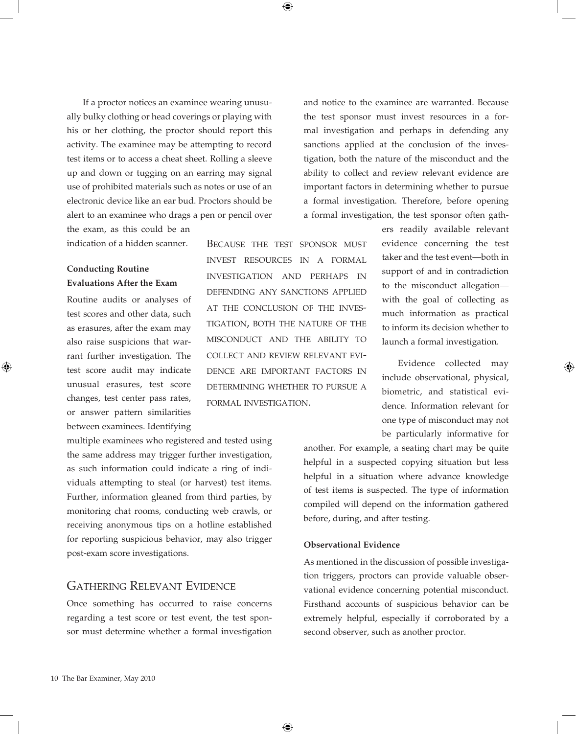If a proctor notices an examinee wearing unusually bulky clothing or head coverings or playing with his or her clothing, the proctor should report this activity. The examinee may be attempting to record test items or to access a cheat sheet. Rolling a sleeve up and down or tugging on an earring may signal use of prohibited materials such as notes or use of an electronic device like an ear bud. Proctors should be alert to an examinee who drags a pen or pencil over the exam, as this could be an indication of a hidden scanner.

### Conducting Routine Evaluations After the Exam

Routine audits or analyses of test scores and other data, such as erasures, after the exam may also raise suspicions that warrant further investigation. The test score audit may indicate unusual erasures, test score changes, test center pass rates, or answer pattern similarities between examinees. Identifying multiple examinees who registered and tested using the same address may trigger further investigation, as such information could indicate a ring of individuals attempting to steal (or harvest) test items. Further, information gleaned from third parties, by monitoring chat rooms, conducting web crawls, or receiving anonymous tips on a hotline established for reporting suspicious behavior, may also trigger post-exam score investigations.

## Gathering Relevant Evidence

Once something has occurred to raise concerns regarding a test score or test event, the test sponsor must determine whether a formal investigation and notice to the examinee are warranted. Because the test sponsor must invest resources in a formal investigation and perhaps in defending any sanctions applied at the conclusion of the investigation, both the nature of the misconduct and the ability to collect and review relevant evidence are important factors in determining whether to pursue a formal investigation. Therefore, before opening a formal investigation, the test sponsor often gathers readily available relevant evidence concerning the test taker and the test event—both in support of and in contradiction to the misconduct allegation—with the goal of collecting as much information as practical to inform its decision whether to launch a formal investigation.

> Because the test sponsor must invest resources in a formal investigation and perhaps in defending any sanctions applied at the conclusion of the investigation, both the nature of the misconduct and the ability to collect and review relevant evidence are important factors in determining whether to pursue a formal investigation.

Evidence collected may include observational, physical, biometric, and statistical evidence. Information relevant for one type of misconduct may not be particularly informative for another. For example, a seating chart may be quite helpful in a suspected copying situation but less helpful in a situation where advance knowledge of test items is suspected. The type of information compiled will depend on the information gathered before, during, and after testing.

### Observational Evidence

As mentioned in the discussion of possible investigation triggers, proctors can provide valuable observational evidence concerning potential misconduct. Firsthand accounts of suspicious behavior can be extremely helpful, especially if corroborated by a second observer, such as another proctor.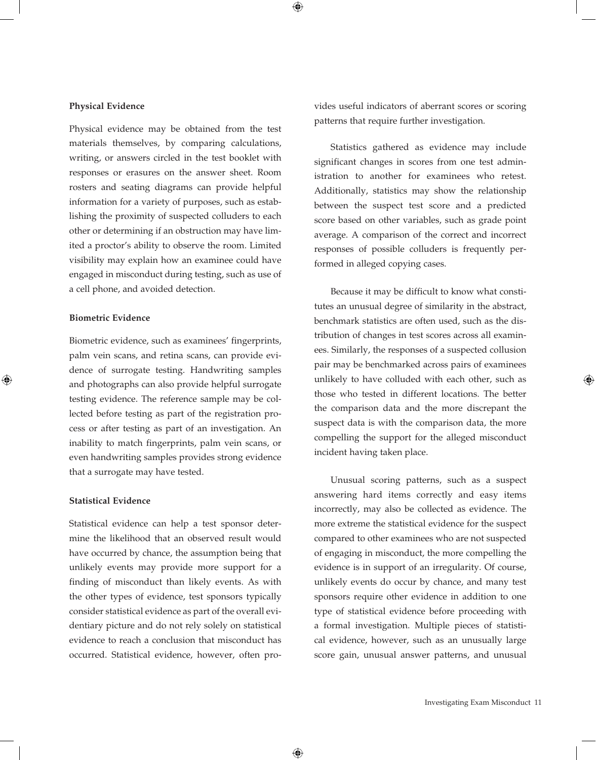### Physical Evidence

Physical evidence may be obtained from the test materials themselves, by comparing calculations, writing, or answers circled in the test booklet with responses or erasures on the answer sheet. Room rosters and seating diagrams can provide helpful information for a variety of purposes, such as establishing the proximity of suspected colluders to each other or determining if an obstruction may have limited a proctor's ability to observe the room. Limited visibility may explain how an examinee could have engaged in misconduct during testing, such as use of a cell phone, and avoided detection.

### Biometric Evidence

Biometric evidence, such as examinees' fingerprints, palm vein scans, and retina scans, can provide evidence of surrogate testing. Handwriting samples and photographs can also provide helpful surrogate testing evidence. The reference sample may be collected before testing as part of the registration process or after testing as part of an investigation. An inability to match fingerprints, palm vein scans, or even handwriting samples provides strong evidence that a surrogate may have tested.

### Statistical Evidence

Statistical evidence can help a test sponsor determine the likelihood that an observed result would have occurred by chance, the assumption being that unlikely events may provide more support for a finding of misconduct than likely events. As with the other types of evidence, test sponsors typically consider statistical evidence as part of the overall evidentiary picture and do not rely solely on statistical evidence to reach a conclusion that misconduct has occurred. Statistical evidence, however, often provides useful indicators of aberrant scores or scoring patterns that require further investigation.

Statistics gathered as evidence may include significant changes in scores from one test administration to another for examinees who retest. Additionally, statistics may show the relationship between the suspect test score and a predicted score based on other variables, such as grade point average. A comparison of the correct and incorrect responses of possible colluders is frequently performed in alleged copying cases.

Because it may be difficult to know what constitutes an unusual degree of similarity in the abstract, benchmark statistics are often used, such as the distribution of changes in test scores across all examinees. Similarly, the responses of a suspected collusion pair may be benchmarked across pairs of examinees unlikely to have colluded with each other, such as those who tested in different locations. The better the comparison data and the more discrepant the suspect data is with the comparison data, the more compelling the support for the alleged misconduct incident having taken place.

Unusual scoring patterns, such as a suspect answering hard items correctly and easy items incorrectly, may also be collected as evidence. The more extreme the statistical evidence for the suspect compared to other examinees who are not suspected of engaging in misconduct, the more compelling the evidence is in support of an irregularity. Of course, unlikely events do occur by chance, and many test sponsors require other evidence in addition to one type of statistical evidence before proceeding with a formal investigation. Multiple pieces of statistical evidence, however, such as an unusually large score gain, unusual answer patterns, and unusual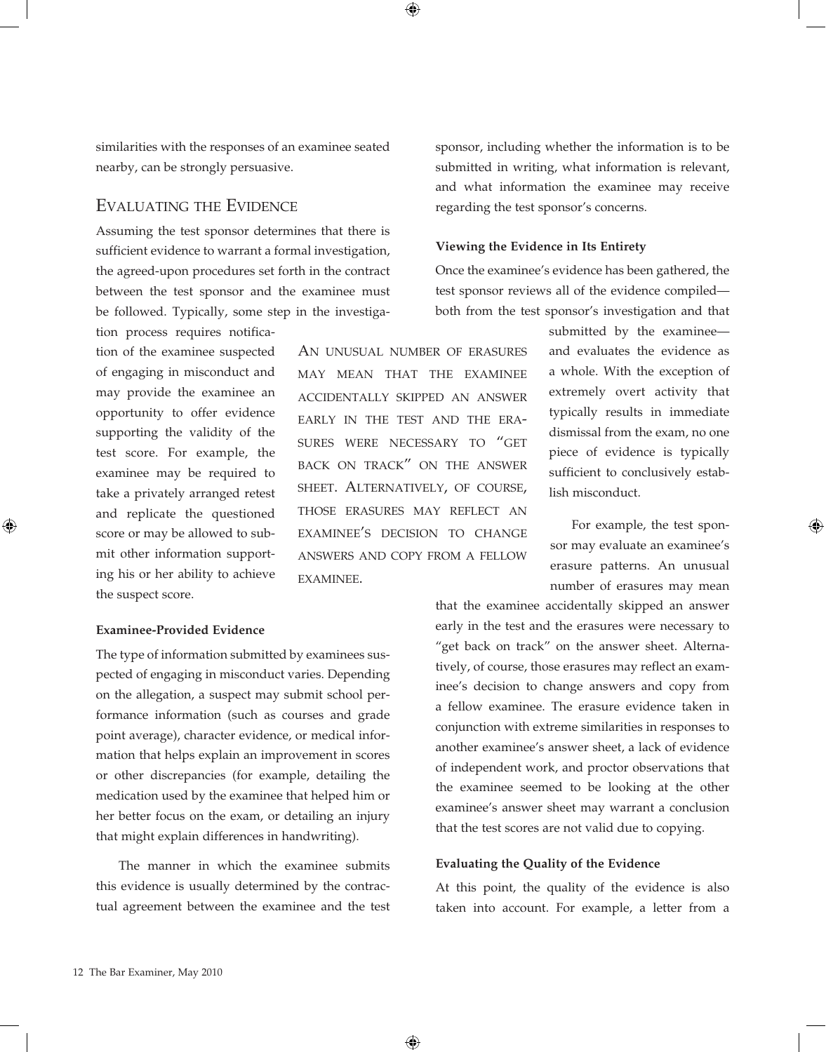similarities with the responses of an examinee seated nearby, can be strongly persuasive.

## Evaluating the Evidence

Assuming the test sponsor determines that there is sufficient evidence to warrant a formal investigation, the agreed-upon procedures set forth in the contract between the test sponsor and the examinee must be followed. Typically, some step in the investigation process requires notification of the examinee suspected of engaging in misconduct and may provide the examinee an opportunity to offer evidence supporting the validity of the test score. For example, the examinee may be required to take a privately arranged retest and replicate the questioned score or may be allowed to submit other information supporting his or her ability to achieve the suspect score.

> An unusual number of erasures may mean that the examinee accidentally skipped an answer early in the test and the erasures were necessary to "get back on track" on the answer sheet. Alternatively, of course, those erasures may reflect an examinee's decision to change answers and copy from a fellow examinee.

### Examinee-Provided Evidence

The type of information submitted by examinees suspected of engaging in misconduct varies. Depending on the allegation, a suspect may submit school performance information (such as courses and grade point average), character evidence, or medical information that helps explain an improvement in scores or other discrepancies (for example, detailing the medication used by the examinee that helped him or her better focus on the exam, or detailing an injury that might explain differences in handwriting).

The manner in which the examinee submits this evidence is usually determined by the contractual agreement between the examinee and the test sponsor, including whether the information is to be submitted in writing, what information is relevant, and what information the examinee may receive regarding the test sponsor's concerns.

### Viewing the Evidence in Its Entirety

Once the examinee's evidence has been gathered, the test sponsor reviews all of the evidence compiled—both from the test sponsor's investigation and that submitted by the examinee—and evaluates the evidence as a whole. With the exception of extremely overt activity that typically results in immediate dismissal from the exam, no one piece of evidence is typically sufficient to conclusively establish misconduct.

For example, the test sponsor may evaluate an examinee's erasure patterns. An unusual number of erasures may mean that the examinee accidentally skipped an answer early in the test and the erasures were necessary to "get back on track" on the answer sheet. Alternatively, of course, those erasures may reflect an examinee's decision to change answers and copy from a fellow examinee. The erasure evidence taken in conjunction with extreme similarities in responses to another examinee's answer sheet, a lack of evidence of independent work, and proctor observations that the examinee seemed to be looking at the other examinee's answer sheet may warrant a conclusion that the test scores are not valid due to copying.

### Evaluating the Quality of the Evidence

At this point, the quality of the evidence is also taken into account. For example, a letter from a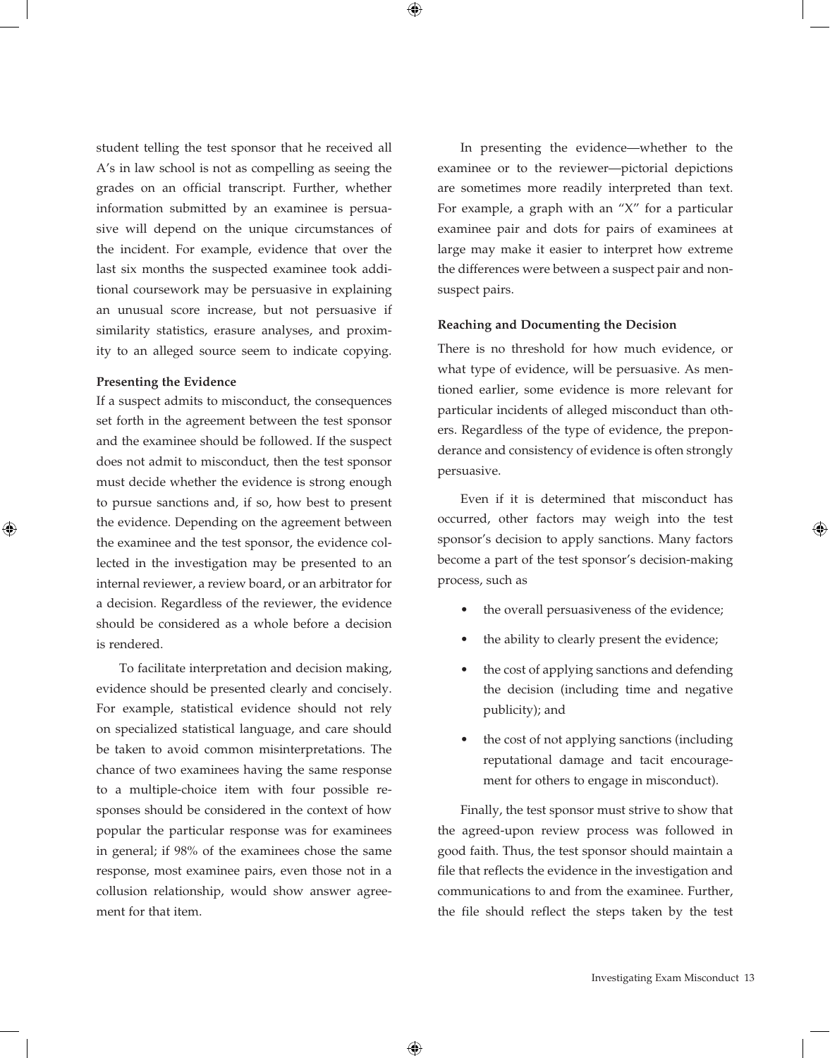student telling the test sponsor that he received all A's in law school is not as compelling as seeing the grades on an official transcript. Further, whether information submitted by an examinee is persuasive will depend on the unique circumstances of the incident. For example, evidence that over the last six months the suspected examinee took additional coursework may be persuasive in explaining an unusual score increase, but not persuasive if similarity statistics, erasure analyses, and proximity to an alleged source seem to indicate copying.

**Presenting the Evidence**

If a suspect admits to misconduct, the consequences set forth in the agreement between the test sponsor and the examinee should be followed. If the suspect does not admit to misconduct, then the test sponsor must decide whether the evidence is strong enough to pursue sanctions and, if so, how best to present the evidence. Depending on the agreement between the examinee and the test sponsor, the evidence collected in the investigation may be presented to an internal reviewer, a review board, or an arbitrator for a decision. Regardless of the reviewer, the evidence should be considered as a whole before a decision is rendered.

To facilitate interpretation and decision making, evidence should be presented clearly and concisely. For example, statistical evidence should not rely on specialized statistical language, and care should be taken to avoid common misinterpretations. The chance of two examinees having the same response to a multiple-choice item with four possible responses should be considered in the context of how popular the particular response was for examinees in general; if 98% of the examinees chose the same response, most examinee pairs, even those not in a collusion relationship, would show answer agreement for that item.

In presenting the evidence—whether to the examinee or to the reviewer—pictorial depictions are sometimes more readily interpreted than text. For example, a graph with an "X" for a particular examinee pair and dots for pairs of examinees at large may make it easier to interpret how extreme the differences were between a suspect pair and non-suspect pairs.

**Reaching and Documenting the Decision**

There is no threshold for how much evidence, or what type of evidence, will be persuasive. As mentioned earlier, some evidence is more relevant for particular incidents of alleged misconduct than others. Regardless of the type of evidence, the preponderance and consistency of evidence is often strongly persuasive.

Even if it is determined that misconduct has occurred, other factors may weigh into the test sponsor's decision to apply sanctions. Many factors become a part of the test sponsor's decision-making process, such as

- the overall persuasiveness of the evidence;
- the ability to clearly present the evidence;
- the cost of applying sanctions and defending the decision (including time and negative publicity); and
- the cost of not applying sanctions (including reputational damage and tacit encouragement for others to engage in misconduct).

Finally, the test sponsor must strive to show that the agreed-upon review process was followed in good faith. Thus, the test sponsor should maintain a file that reflects the evidence in the investigation and communications to and from the examinee. Further, the file should reflect the steps taken by the test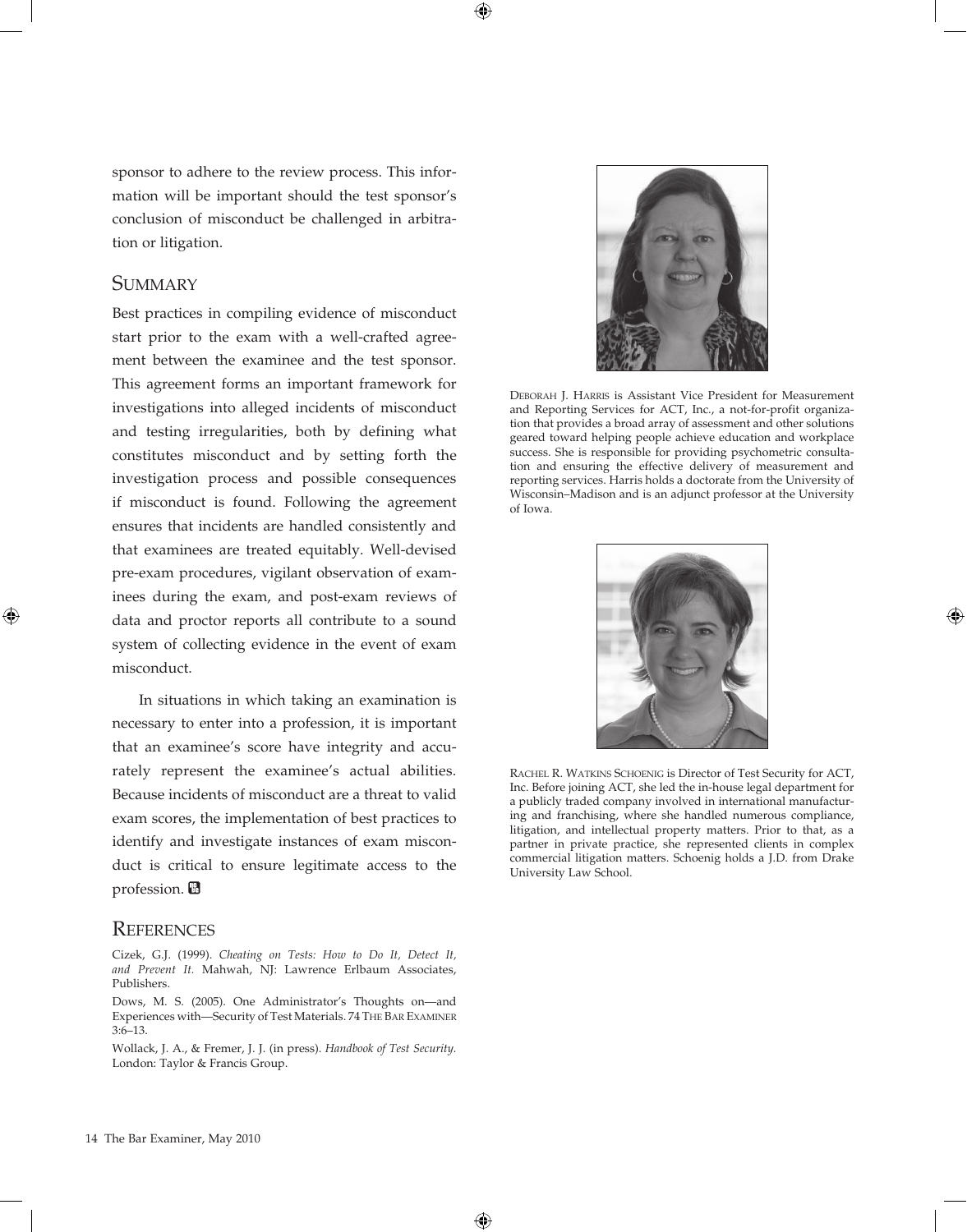sponsor to adhere to the review process. This information will be important should the test sponsor's conclusion of misconduct be challenged in arbitration or litigation.

## Summary

Best practices in compiling evidence of misconduct start prior to the exam with a well-crafted agreement between the examinee and the test sponsor. This agreement forms an important framework for investigations into alleged incidents of misconduct and testing irregularities, both by defining what constitutes misconduct and by setting forth the investigation process and possible consequences if misconduct is found. Following the agreement ensures that incidents are handled consistently and that examinees are treated equitably. Well-devised pre-exam procedures, vigilant observation of examinees during the exam, and post-exam reviews of data and proctor reports all contribute to a sound system of collecting evidence in the event of exam misconduct.

In situations in which taking an examination is necessary to enter into a profession, it is important that an examinee's score have integrity and accurately represent the examinee's actual abilities. Because incidents of misconduct are a threat to valid exam scores, the implementation of best practices to identify and investigate instances of exam misconduct is critical to ensure legitimate access to the profession.

## References

Cizek, G.J. (1999). *Cheating on Tests: How to Do It, Detect It, and Prevent It.* Mahwah, NJ: Lawrence Erlbaum Associates, Publishers.

Dows, M. S. (2005). One Administrator's Thoughts on—and Experiences with—Security of Test Materials. 74 The Bar Examiner 3:6–13.

Wollack, J. A., & Fremer, J. J. (in press). *Handbook of Test Security.* London: Taylor & Francis Group.

Deborah J. Harris is Assistant Vice President for Measurement and Reporting Services for ACT, Inc., a not-for-profit organization that provides a broad array of assessment and other solutions geared toward helping people achieve education and workplace success. She is responsible for providing psychometric consultation and ensuring the effective delivery of measurement and reporting services. Harris holds a doctorate from the University of Wisconsin–Madison and is an adjunct professor at the University of Iowa.

Rachel R. Watkins Schoenig is Director of Test Security for ACT, Inc. Before joining ACT, she led the in-house legal department for a publicly traded company involved in international manufacturing and franchising, where she handled numerous compliance, litigation, and intellectual property matters. Prior to that, as a partner in private practice, she represented clients in complex commercial litigation matters. Schoenig holds a J.D. from Drake University Law School.